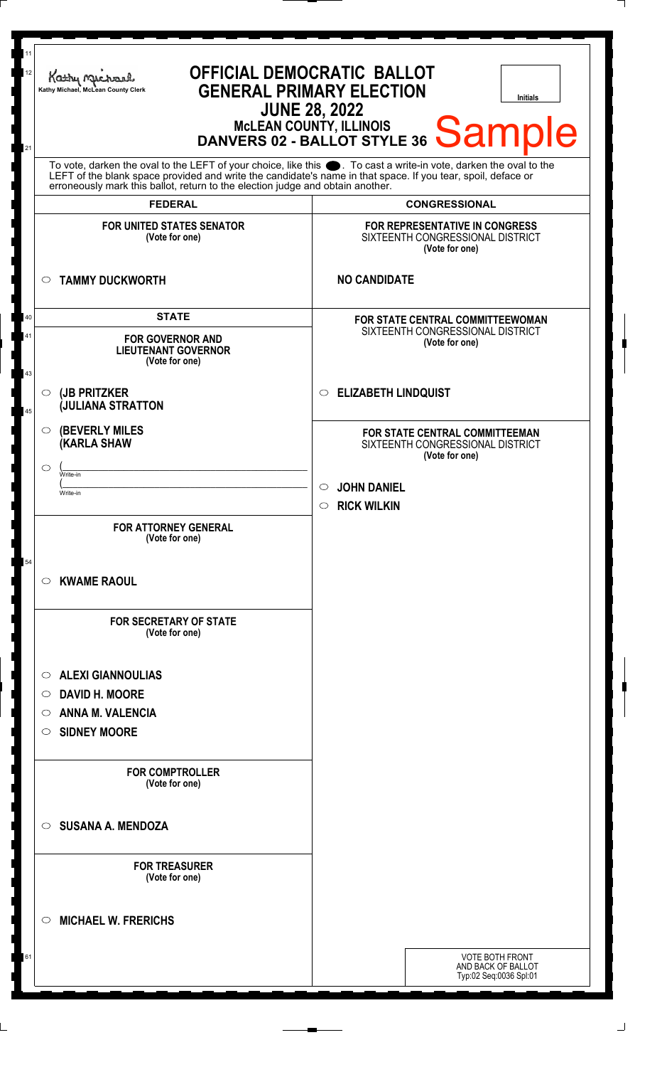Kathy Michael, McLean County Clerk

# OFFICIAL DEMOCRATIC BALLOT
## GENERAL PRIMARY ELECTION
## JUNE 28, 2022
### McLEAN COUNTY, ILLINOIS
### DANVERS 02 - BALLOT STYLE 36

Initials

Sample

To vote, darken the oval to the LEFT of your choice, like this ⬬. To cast a write-in vote, darken the oval to the LEFT of the blank space provided and write the candidate's name in that space. If you tear, spoil, deface or erroneously mark this ballot, return to the election judge and obtain another.

## FEDERAL

**FOR UNITED STATES SENATOR**
**(Vote for one)**

○ **TAMMY DUCKWORTH**

## STATE

**FOR GOVERNOR AND LIEUTENANT GOVERNOR**
**(Vote for one)**

○ **(JB PRITZKER**
**(JULIANA STRATTON**

○ **(BEVERLY MILES**
**(KARLA SHAW**

○ (\_\_\_\_\_\_\_\_\_\_\_\_\_\_\_\_
Write-in
(\_\_\_\_\_\_\_\_\_\_\_\_\_\_\_\_
Write-in

**FOR ATTORNEY GENERAL**
**(Vote for one)**

○ **KWAME RAOUL**

**FOR SECRETARY OF STATE**
**(Vote for one)**

○ **ALEXI GIANNOULIAS**
○ **DAVID H. MOORE**
○ **ANNA M. VALENCIA**
○ **SIDNEY MOORE**

**FOR COMPTROLLER**
**(Vote for one)**

○ **SUSANA A. MENDOZA**

**FOR TREASURER**
**(Vote for one)**

○ **MICHAEL W. FRERICHS**

## CONGRESSIONAL

**FOR REPRESENTATIVE IN CONGRESS**
SIXTEENTH CONGRESSIONAL DISTRICT
**(Vote for one)**

**NO CANDIDATE**

**FOR STATE CENTRAL COMMITTEEWOMAN**
SIXTEENTH CONGRESSIONAL DISTRICT
**(Vote for one)**

○ **ELIZABETH LINDQUIST**

**FOR STATE CENTRAL COMMITTEEMAN**
SIXTEENTH CONGRESSIONAL DISTRICT
**(Vote for one)**

○ **JOHN DANIEL**
○ **RICK WILKIN**

VOTE BOTH FRONT AND BACK OF BALLOT
Typ:02 Seq:0036 Spl:01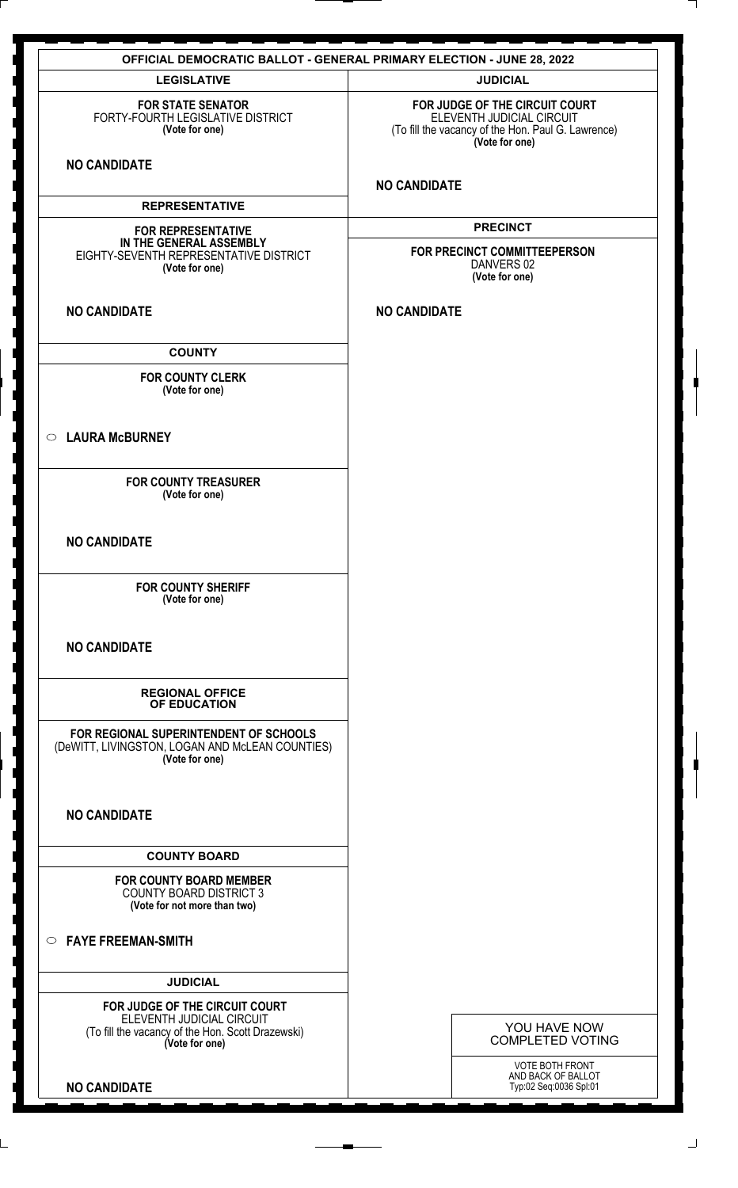# OFFICIAL DEMOCRATIC BALLOT - GENERAL PRIMARY ELECTION - JUNE 28, 2022

## LEGISLATIVE

**FOR STATE SENATOR**
FORTY-FOURTH LEGISLATIVE DISTRICT
**(Vote for one)**

**NO CANDIDATE**

## REPRESENTATIVE

**FOR REPRESENTATIVE IN THE GENERAL ASSEMBLY**
EIGHTY-SEVENTH REPRESENTATIVE DISTRICT
**(Vote for one)**

**NO CANDIDATE**

## COUNTY

**FOR COUNTY CLERK**
**(Vote for one)**

- ○ **LAURA McBURNEY**

**FOR COUNTY TREASURER**
**(Vote for one)**

**NO CANDIDATE**

**FOR COUNTY SHERIFF**
**(Vote for one)**

**NO CANDIDATE**

## REGIONAL OFFICE OF EDUCATION

**FOR REGIONAL SUPERINTENDENT OF SCHOOLS**
(DeWITT, LIVINGSTON, LOGAN AND McLEAN COUNTIES)
**(Vote for one)**

**NO CANDIDATE**

## COUNTY BOARD

**FOR COUNTY BOARD MEMBER**
COUNTY BOARD DISTRICT 3
**(Vote for not more than two)**

- ○ **FAYE FREEMAN-SMITH**

## JUDICIAL

**FOR JUDGE OF THE CIRCUIT COURT**
ELEVENTH JUDICIAL CIRCUIT
(To fill the vacancy of the Hon. Scott Drazewski)
**(Vote for one)**

**NO CANDIDATE**

## JUDICIAL

**FOR JUDGE OF THE CIRCUIT COURT**
ELEVENTH JUDICIAL CIRCUIT
(To fill the vacancy of the Hon. Paul G. Lawrence)
**(Vote for one)**

**NO CANDIDATE**

## PRECINCT

**FOR PRECINCT COMMITTEEPERSON**
DANVERS 02
**(Vote for one)**

**NO CANDIDATE**

YOU HAVE NOW COMPLETED VOTING

VOTE BOTH FRONT AND BACK OF BALLOT
Typ:02 Seq:0036 Spl:01